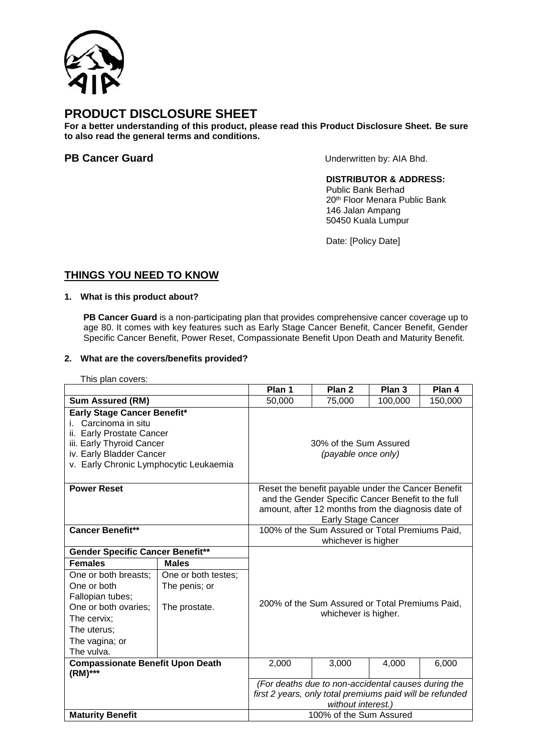# PRODUCT DISCLOSURE SHEET

**For a better understanding of this product, please read this Product Disclosure Sheet. Be sure to also read the general terms and conditions.**

**PB Cancer Guard**

Underwritten by: AIA Bhd.

**DISTRIBUTOR & ADDRESS:**
Public Bank Berhad
20th Floor Menara Public Bank
146 Jalan Ampang
50450 Kuala Lumpur

Date: [Policy Date]

## THINGS YOU NEED TO KNOW

### 1. What is this product about?

**PB Cancer Guard** is a non-participating plan that provides comprehensive cancer coverage up to age 80. It comes with key features such as Early Stage Cancer Benefit, Cancer Benefit, Gender Specific Cancer Benefit, Power Reset, Compassionate Benefit Upon Death and Maturity Benefit.

### 2. What are the covers/benefits provided?

This plan covers:

| | | Plan 1 | Plan 2 | Plan 3 | Plan 4 |
|---|---|---|---|---|---|
| **Sum Assured (RM)** | | 50,000 | 75,000 | 100,000 | 150,000 |
| **Early Stage Cancer Benefit***<br>i. Carcinoma in situ<br>ii. Early Prostate Cancer<br>iii. Early Thyroid Cancer<br>iv. Early Bladder Cancer<br>v. Early Chronic Lymphocytic Leukaemia | | 30% of the Sum Assured *(payable once only)* | | | |
| **Power Reset** | | Reset the benefit payable under the Cancer Benefit and the Gender Specific Cancer Benefit to the full amount, after 12 months from the diagnosis date of Early Stage Cancer | | | |
| **Cancer Benefit**** | | 100% of the Sum Assured or Total Premiums Paid, whichever is higher | | | |
| **Gender Specific Cancer Benefit**** | | 200% of the Sum Assured or Total Premiums Paid, whichever is higher. | | | |
| **Females** | **Males** | | | | |
| One or both breasts;<br>One or both Fallopian tubes;<br>One or both ovaries;<br>The cervix;<br>The uterus;<br>The vagina; or<br>The vulva. | One or both testes;<br>The penis; or<br>The prostate. | | | | |
| **Compassionate Benefit Upon Death (RM)***** | | 2,000 | 3,000 | 4,000 | 6,000 |
| | | *(For deaths due to non-accidental causes during the first 2 years, only total premiums paid will be refunded without interest.)* | | | |
| **Maturity Benefit** | | 100% of the Sum Assured | | | |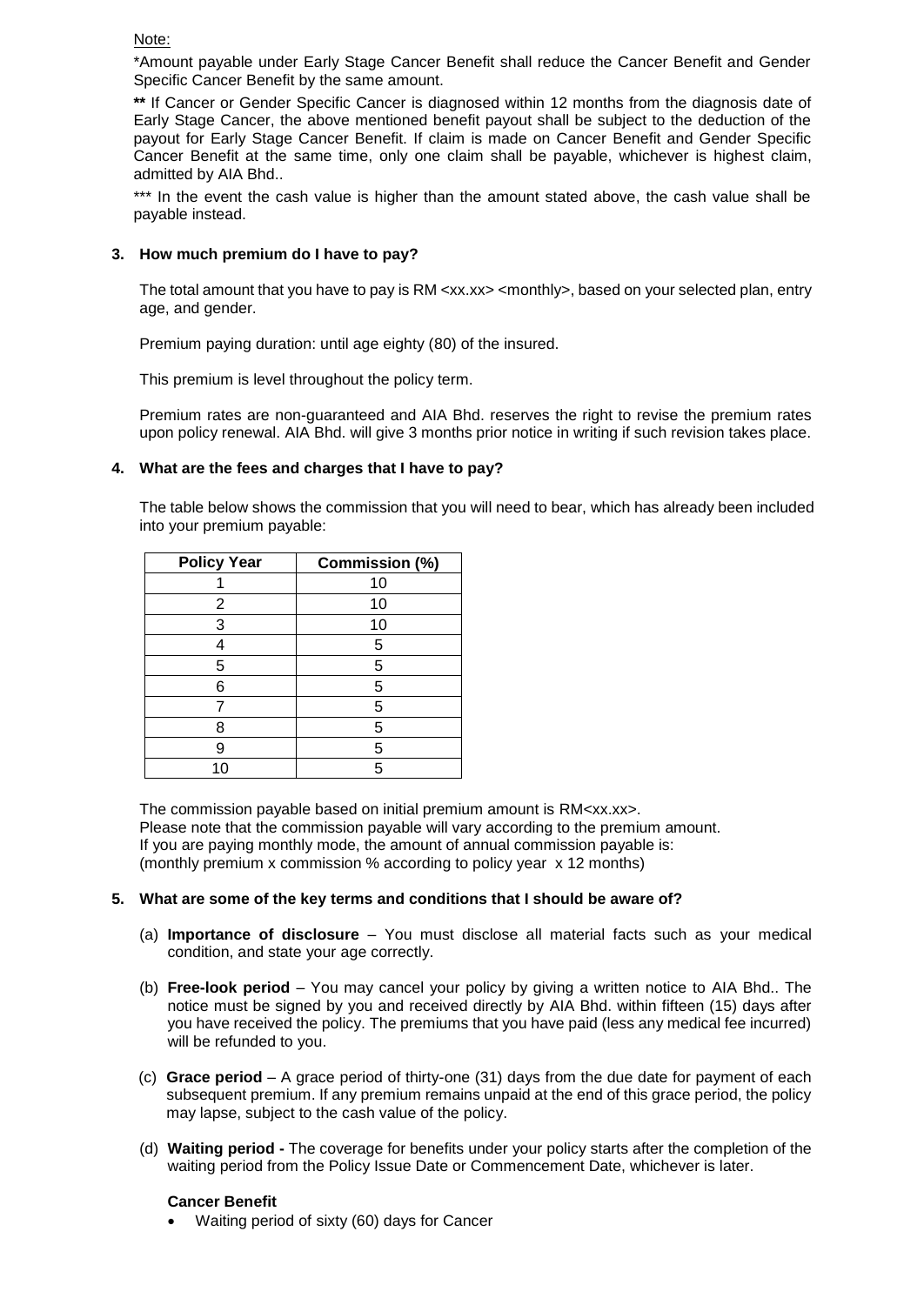Note:

*Amount payable under Early Stage Cancer Benefit shall reduce the Cancer Benefit and Gender Specific Cancer Benefit by the same amount.

**\*\*** If Cancer or Gender Specific Cancer is diagnosed within 12 months from the diagnosis date of Early Stage Cancer, the above mentioned benefit payout shall be subject to the deduction of the payout for Early Stage Cancer Benefit. If claim is made on Cancer Benefit and Gender Specific Cancer Benefit at the same time, only one claim shall be payable, whichever is highest claim, admitted by AIA Bhd..

*** In the event the cash value is higher than the amount stated above, the cash value shall be payable instead.

**3. How much premium do I have to pay?**

The total amount that you have to pay is RM <xx.xx> <monthly>, based on your selected plan, entry age, and gender.

Premium paying duration: until age eighty (80) of the insured.

This premium is level throughout the policy term.

Premium rates are non-guaranteed and AIA Bhd. reserves the right to revise the premium rates upon policy renewal. AIA Bhd. will give 3 months prior notice in writing if such revision takes place.

**4. What are the fees and charges that I have to pay?**

The table below shows the commission that you will need to bear, which has already been included into your premium payable:

| Policy Year | Commission (%) |
|---|---|
| 1 | 10 |
| 2 | 10 |
| 3 | 10 |
| 4 | 5 |
| 5 | 5 |
| 6 | 5 |
| 7 | 5 |
| 8 | 5 |
| 9 | 5 |
| 10 | 5 |

The commission payable based on initial premium amount is RM<xx.xx>.
Please note that the commission payable will vary according to the premium amount.
If you are paying monthly mode, the amount of annual commission payable is:
(monthly premium x commission % according to policy year x 12 months)

**5. What are some of the key terms and conditions that I should be aware of?**

(a) **Importance of disclosure** – You must disclose all material facts such as your medical condition, and state your age correctly.

(b) **Free-look period** – You may cancel your policy by giving a written notice to AIA Bhd.. The notice must be signed by you and received directly by AIA Bhd. within fifteen (15) days after you have received the policy. The premiums that you have paid (less any medical fee incurred) will be refunded to you.

(c) **Grace period** – A grace period of thirty-one (31) days from the due date for payment of each subsequent premium. If any premium remains unpaid at the end of this grace period, the policy may lapse, subject to the cash value of the policy.

(d) **Waiting period -** The coverage for benefits under your policy starts after the completion of the waiting period from the Policy Issue Date or Commencement Date, whichever is later.

**Cancer Benefit**

- Waiting period of sixty (60) days for Cancer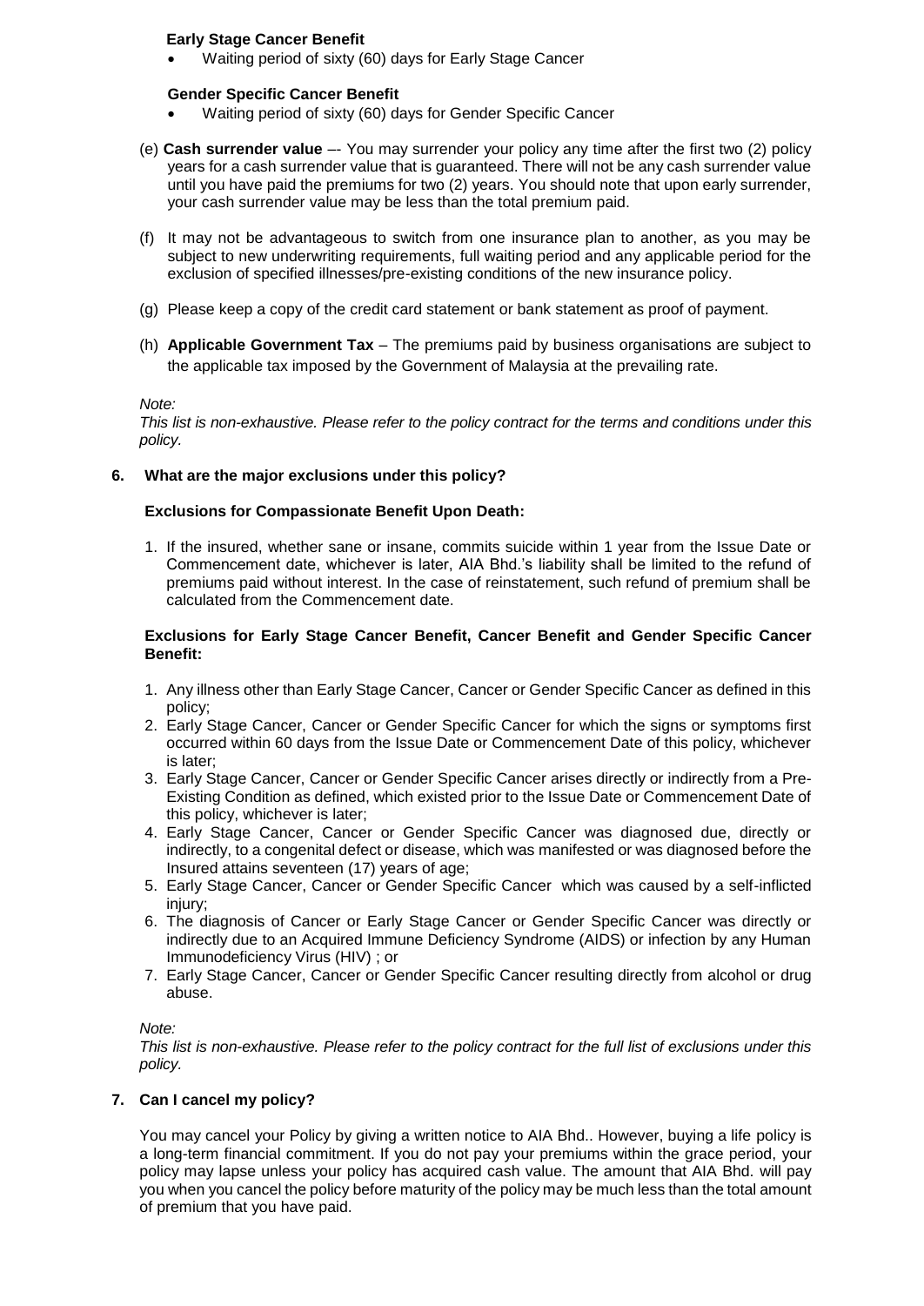**Early Stage Cancer Benefit**

- Waiting period of sixty (60) days for Early Stage Cancer

**Gender Specific Cancer Benefit**

- Waiting period of sixty (60) days for Gender Specific Cancer

(e) **Cash surrender value** –- You may surrender your policy any time after the first two (2) policy years for a cash surrender value that is guaranteed. There will not be any cash surrender value until you have paid the premiums for two (2) years. You should note that upon early surrender, your cash surrender value may be less than the total premium paid.

(f) It may not be advantageous to switch from one insurance plan to another, as you may be subject to new underwriting requirements, full waiting period and any applicable period for the exclusion of specified illnesses/pre-existing conditions of the new insurance policy.

(g) Please keep a copy of the credit card statement or bank statement as proof of payment.

(h) **Applicable Government Tax** – The premiums paid by business organisations are subject to the applicable tax imposed by the Government of Malaysia at the prevailing rate.

*Note:*
*This list is non-exhaustive. Please refer to the policy contract for the terms and conditions under this policy.*

**6. What are the major exclusions under this policy?**

**Exclusions for Compassionate Benefit Upon Death:**

1. If the insured, whether sane or insane, commits suicide within 1 year from the Issue Date or Commencement date, whichever is later, AIA Bhd.'s liability shall be limited to the refund of premiums paid without interest. In the case of reinstatement, such refund of premium shall be calculated from the Commencement date.

**Exclusions for Early Stage Cancer Benefit, Cancer Benefit and Gender Specific Cancer Benefit:**

1. Any illness other than Early Stage Cancer, Cancer or Gender Specific Cancer as defined in this policy;
2. Early Stage Cancer, Cancer or Gender Specific Cancer for which the signs or symptoms first occurred within 60 days from the Issue Date or Commencement Date of this policy, whichever is later;
3. Early Stage Cancer, Cancer or Gender Specific Cancer arises directly or indirectly from a Pre-Existing Condition as defined, which existed prior to the Issue Date or Commencement Date of this policy, whichever is later;
4. Early Stage Cancer, Cancer or Gender Specific Cancer was diagnosed due, directly or indirectly, to a congenital defect or disease, which was manifested or was diagnosed before the Insured attains seventeen (17) years of age;
5. Early Stage Cancer, Cancer or Gender Specific Cancer which was caused by a self-inflicted injury;
6. The diagnosis of Cancer or Early Stage Cancer or Gender Specific Cancer was directly or indirectly due to an Acquired Immune Deficiency Syndrome (AIDS) or infection by any Human Immunodeficiency Virus (HIV) ; or
7. Early Stage Cancer, Cancer or Gender Specific Cancer resulting directly from alcohol or drug abuse.

*Note:*
*This list is non-exhaustive. Please refer to the policy contract for the full list of exclusions under this policy.*

**7. Can I cancel my policy?**

You may cancel your Policy by giving a written notice to AIA Bhd.. However, buying a life policy is a long-term financial commitment. If you do not pay your premiums within the grace period, your policy may lapse unless your policy has acquired cash value. The amount that AIA Bhd. will pay you when you cancel the policy before maturity of the policy may be much less than the total amount of premium that you have paid.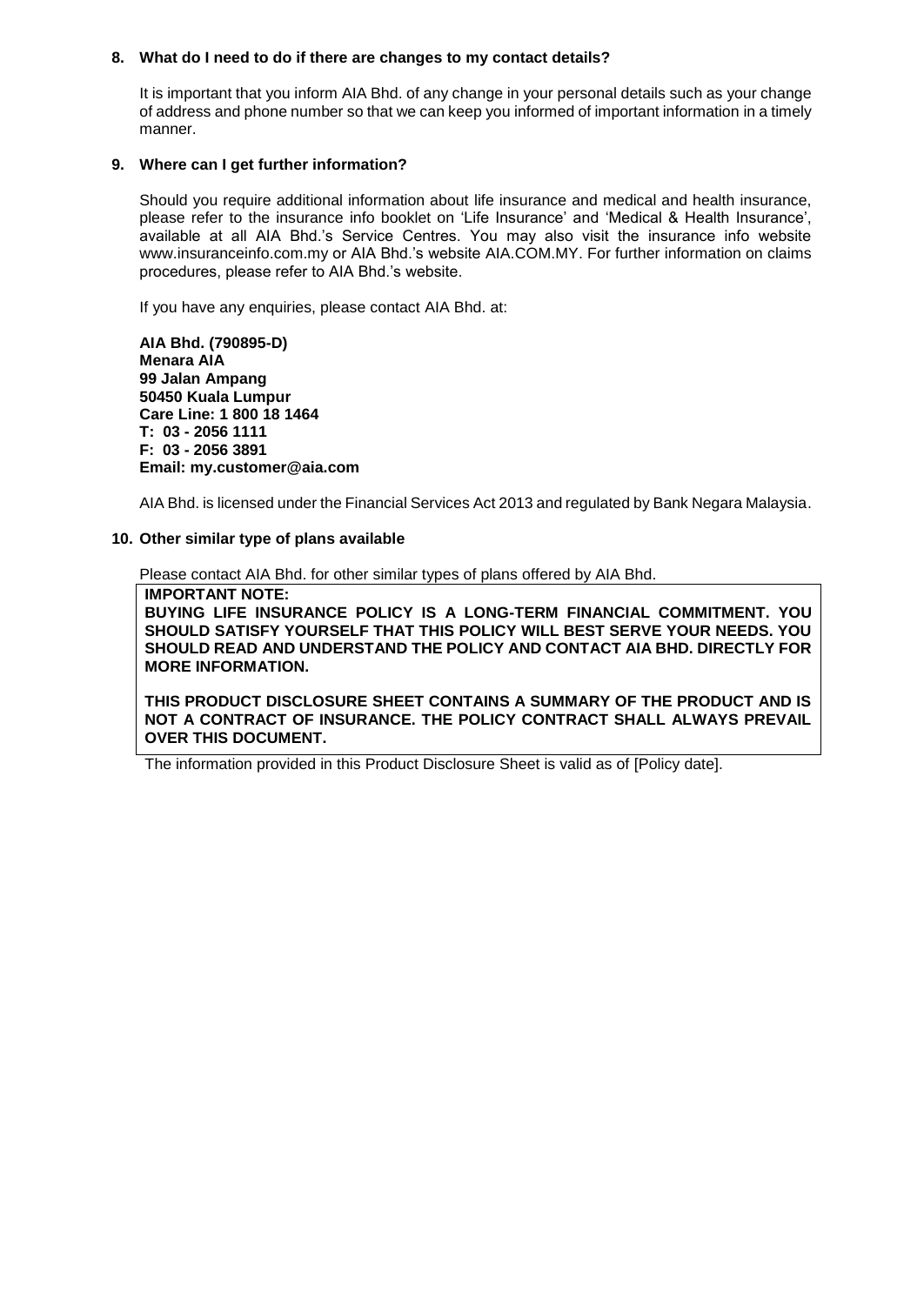**8. What do I need to do if there are changes to my contact details?**

It is important that you inform AIA Bhd. of any change in your personal details such as your change of address and phone number so that we can keep you informed of important information in a timely manner.

**9. Where can I get further information?**

Should you require additional information about life insurance and medical and health insurance, please refer to the insurance info booklet on 'Life Insurance' and 'Medical & Health Insurance', available at all AIA Bhd.'s Service Centres. You may also visit the insurance info website www.insuranceinfo.com.my or AIA Bhd.'s website AIA.COM.MY. For further information on claims procedures, please refer to AIA Bhd.'s website.

If you have any enquiries, please contact AIA Bhd. at:

**AIA Bhd. (790895-D)**
**Menara AIA**
**99 Jalan Ampang**
**50450 Kuala Lumpur**
**Care Line: 1 800 18 1464**
**T: 03 - 2056 1111**
**F: 03 - 2056 3891**
**Email: my.customer@aia.com**

AIA Bhd. is licensed under the Financial Services Act 2013 and regulated by Bank Negara Malaysia.

**10. Other similar type of plans available**

Please contact AIA Bhd. for other similar types of plans offered by AIA Bhd.

**IMPORTANT NOTE:**
**BUYING LIFE INSURANCE POLICY IS A LONG-TERM FINANCIAL COMMITMENT. YOU SHOULD SATISFY YOURSELF THAT THIS POLICY WILL BEST SERVE YOUR NEEDS. YOU SHOULD READ AND UNDERSTAND THE POLICY AND CONTACT AIA BHD. DIRECTLY FOR MORE INFORMATION.**

**THIS PRODUCT DISCLOSURE SHEET CONTAINS A SUMMARY OF THE PRODUCT AND IS NOT A CONTRACT OF INSURANCE. THE POLICY CONTRACT SHALL ALWAYS PREVAIL OVER THIS DOCUMENT.**

The information provided in this Product Disclosure Sheet is valid as of [Policy date].